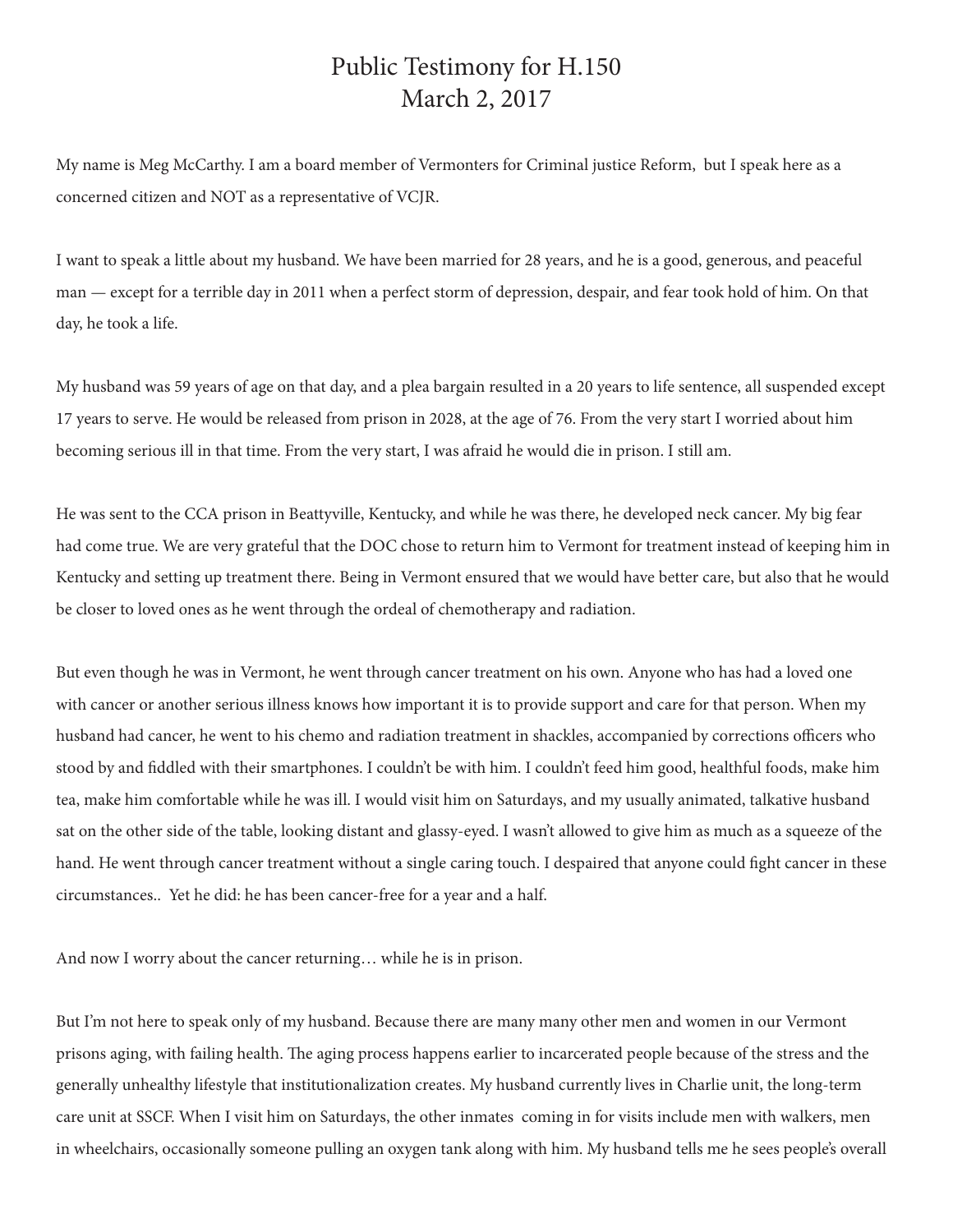# Public Testimony for H.150
# March 2, 2017

My name is Meg McCarthy. I am a board member of Vermonters for Criminal justice Reform, but I speak here as a concerned citizen and NOT as a representative of VCJR.

I want to speak a little about my husband. We have been married for 28 years, and he is a good, generous, and peaceful man — except for a terrible day in 2011 when a perfect storm of depression, despair, and fear took hold of him. On that day, he took a life.

My husband was 59 years of age on that day, and a plea bargain resulted in a 20 years to life sentence, all suspended except 17 years to serve. He would be released from prison in 2028, at the age of 76. From the very start I worried about him becoming serious ill in that time. From the very start, I was afraid he would die in prison. I still am.

He was sent to the CCA prison in Beattyville, Kentucky, and while he was there, he developed neck cancer. My big fear had come true. We are very grateful that the DOC chose to return him to Vermont for treatment instead of keeping him in Kentucky and setting up treatment there. Being in Vermont ensured that we would have better care, but also that he would be closer to loved ones as he went through the ordeal of chemotherapy and radiation.

But even though he was in Vermont, he went through cancer treatment on his own. Anyone who has had a loved one with cancer or another serious illness knows how important it is to provide support and care for that person. When my husband had cancer, he went to his chemo and radiation treatment in shackles, accompanied by corrections officers who stood by and fiddled with their smartphones. I couldn't be with him. I couldn't feed him good, healthful foods, make him tea, make him comfortable while he was ill. I would visit him on Saturdays, and my usually animated, talkative husband sat on the other side of the table, looking distant and glassy-eyed. I wasn't allowed to give him as much as a squeeze of the hand. He went through cancer treatment without a single caring touch. I despaired that anyone could fight cancer in these circumstances.. Yet he did: he has been cancer-free for a year and a half.

And now I worry about the cancer returning… while he is in prison.

But I'm not here to speak only of my husband. Because there are many many other men and women in our Vermont prisons aging, with failing health. The aging process happens earlier to incarcerated people because of the stress and the generally unhealthy lifestyle that institutionalization creates. My husband currently lives in Charlie unit, the long-term care unit at SSCF. When I visit him on Saturdays, the other inmates coming in for visits include men with walkers, men in wheelchairs, occasionally someone pulling an oxygen tank along with him. My husband tells me he sees people's overall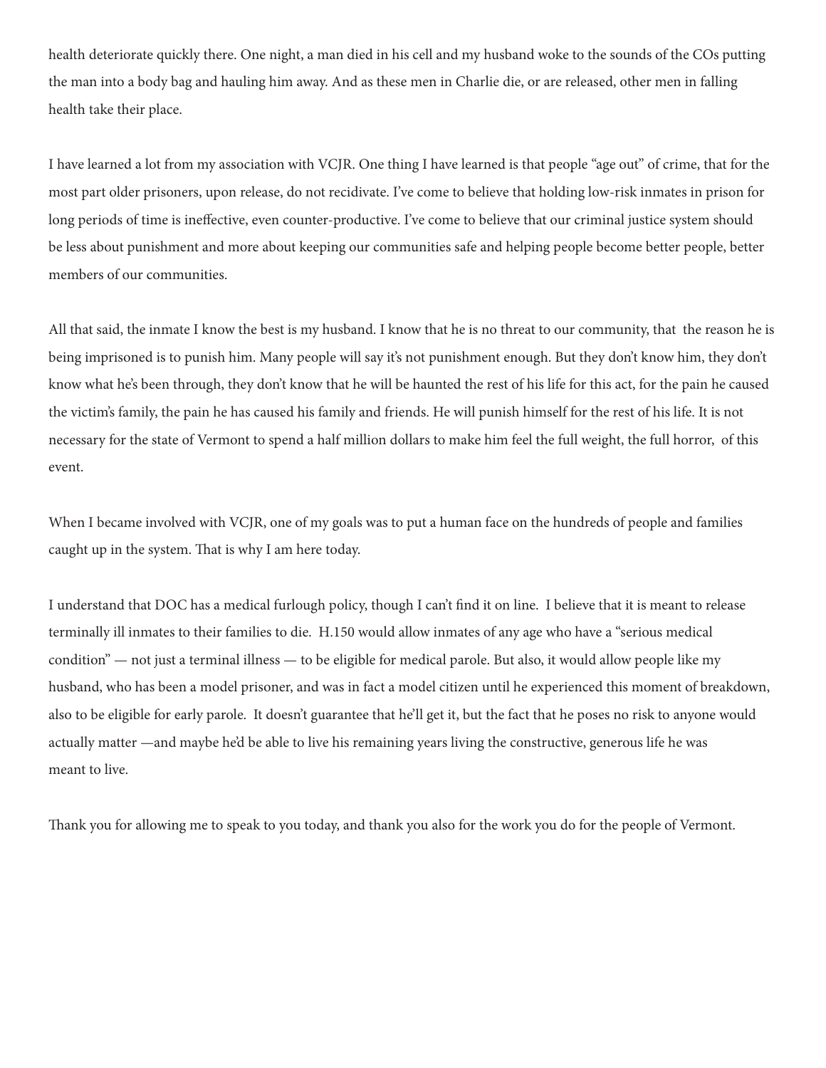health deteriorate quickly there. One night, a man died in his cell and my husband woke to the sounds of the COs putting the man into a body bag and hauling him away. And as these men in Charlie die, or are released, other men in falling health take their place.

I have learned a lot from my association with VCJR. One thing I have learned is that people "age out" of crime, that for the most part older prisoners, upon release, do not recidivate. I've come to believe that holding low-risk inmates in prison for long periods of time is ineffective, even counter-productive. I've come to believe that our criminal justice system should be less about punishment and more about keeping our communities safe and helping people become better people, better members of our communities.

All that said, the inmate I know the best is my husband. I know that he is no threat to our community, that the reason he is being imprisoned is to punish him. Many people will say it's not punishment enough. But they don't know him, they don't know what he's been through, they don't know that he will be haunted the rest of his life for this act, for the pain he caused the victim's family, the pain he has caused his family and friends. He will punish himself for the rest of his life. It is not necessary for the state of Vermont to spend a half million dollars to make him feel the full weight, the full horror, of this event.

When I became involved with VCJR, one of my goals was to put a human face on the hundreds of people and families caught up in the system. That is why I am here today.

I understand that DOC has a medical furlough policy, though I can't find it on line. I believe that it is meant to release terminally ill inmates to their families to die. H.150 would allow inmates of any age who have a "serious medical condition" — not just a terminal illness — to be eligible for medical parole. But also, it would allow people like my husband, who has been a model prisoner, and was in fact a model citizen until he experienced this moment of breakdown, also to be eligible for early parole. It doesn't guarantee that he'll get it, but the fact that he poses no risk to anyone would actually matter —and maybe he'd be able to live his remaining years living the constructive, generous life he was meant to live.

Thank you for allowing me to speak to you today, and thank you also for the work you do for the people of Vermont.